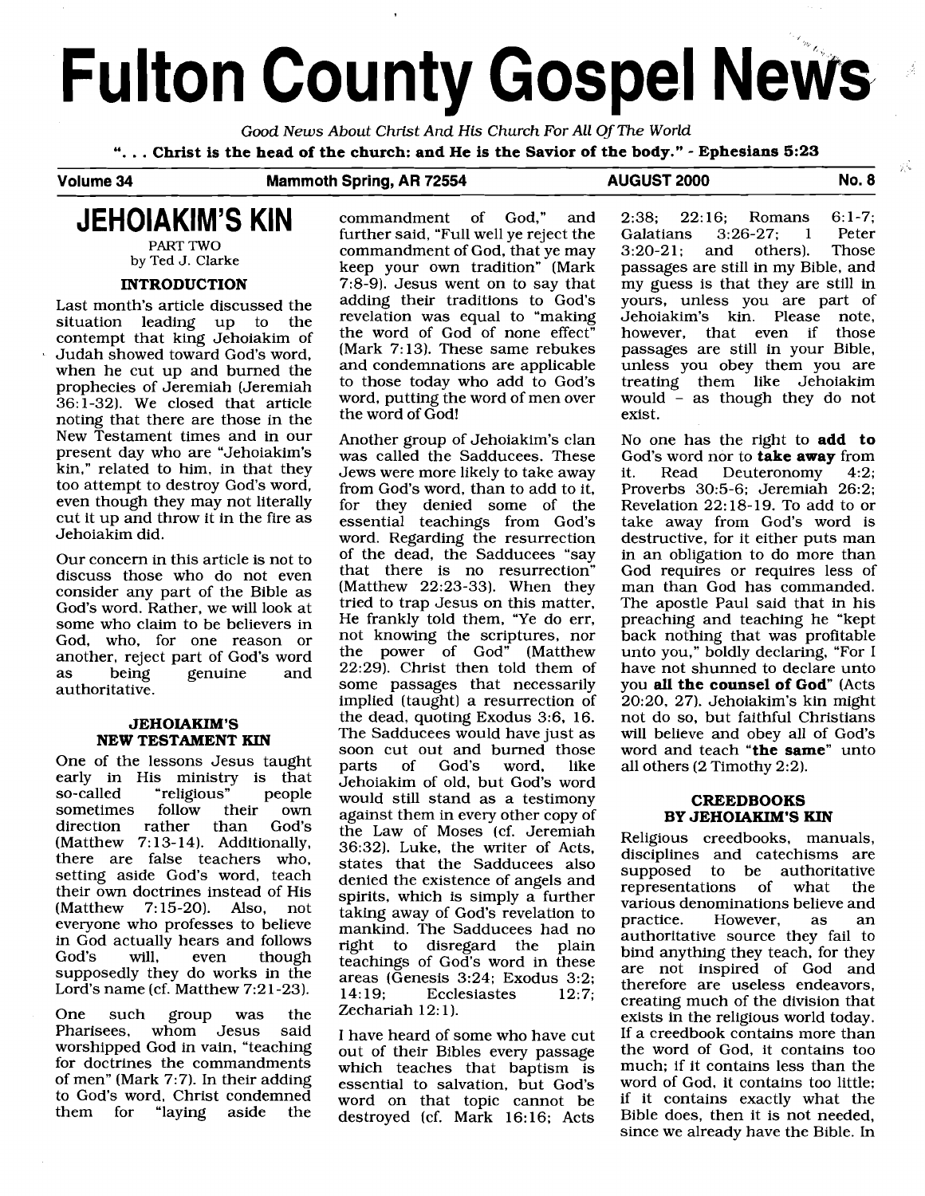# Fulton County Gospel News

*Good News About Christ And His Church For All Of The World*

**". . . Christ is the head of the church: and He is the Savior of the body." - Ephesians 5:23**

**Volume 34 — Mammoth Spring, AR 72554 — AUGUST 2000 — No. 8**

## JEHOIAKIM'S KIN

PART TWO
by Ted J. Clarke

### INTRODUCTION

Last month's article discussed the situation leading up to the contempt that king Jehoiakim of Judah showed toward God's word, when he cut up and burned the prophecies of Jeremiah (Jeremiah 36:1-32). We closed that article noting that there are those in the New Testament times and in our present day who are "Jehoiakim's kin," related to him, in that they too attempt to destroy God's word, even though they may not literally cut it up and throw it in the fire as Jehoiakim did.

Our concern in this article is not to discuss those who do not even consider any part of the Bible as God's word. Rather, we will look at some who claim to be believers in God, who, for one reason or another, reject part of God's word as being genuine and authoritative.

### JEHOIAKIM'S NEW TESTAMENT KIN

One of the lessons Jesus taught early in His ministry is that so-called "religious" people sometimes follow their own direction rather than God's (Matthew 7:13-14). Additionally, there are false teachers who, setting aside God's word, teach their own doctrines instead of His (Matthew 7:15-20). Also, not everyone who professes to believe in God actually hears and follows God's will, even though supposedly they do works in the Lord's name (cf. Matthew 7:21-23).

One such group was the Pharisees, whom Jesus said worshipped God in vain, "teaching for doctrines the commandments of men" (Mark 7:7). In their adding to God's word, Christ condemned them for "laying aside the commandment of God," and further said, "Full well ye reject the commandment of God, that ye may keep your own tradition" (Mark 7:8-9). Jesus went on to say that adding their traditions to God's revelation was equal to "making the word of God of none effect" (Mark 7:13). These same rebukes and condemnations are applicable to those today who add to God's word, putting the word of men over the word of God!

Another group of Jehoiakim's clan was called the Sadducees. These Jews were more likely to take away from God's word, than to add to it, for they denied some of the essential teachings from God's word. Regarding the resurrection of the dead, the Sadducees "say that there is no resurrection" (Matthew 22:23-33). When they tried to trap Jesus on this matter, He frankly told them, "Ye do err, not knowing the scriptures, nor the power of God" (Matthew 22:29). Christ then told them of some passages that necessarily implied (taught) a resurrection of the dead, quoting Exodus 3:6, 16. The Sadducees would have just as soon cut out and burned those parts of God's word, like Jehoiakim of old, but God's word would still stand as a testimony against them in every other copy of the Law of Moses (cf. Jeremiah 36:32). Luke, the writer of Acts, states that the Sadducees also denied the existence of angels and spirits, which is simply a further taking away of God's revelation to mankind. The Sadducees had no right to disregard the plain teachings of God's word in these areas (Genesis 3:24; Exodus 3:2; 14:19; Ecclesiastes 12:7; Zechariah 12:1).

I have heard of some who have cut out of their Bibles every passage which teaches that baptism is essential to salvation, but God's word on that topic cannot be destroyed (cf. Mark 16:16; Acts 2:38; 22:16; Romans 6:1-7; Galatians 3:26-27; 1 Peter 3:20-21; and others). Those passages are still in my Bible, and my guess is that they are still in yours, unless you are part of Jehoiakim's kin. Please note, however, that even if those passages are still in your Bible, unless you obey them you are treating them like Jehoiakim would – as though they do not exist.

No one has the right to **add to** God's word nor to **take away** from it. Read Deuteronomy 4:2; Proverbs 30:5-6; Jeremiah 26:2; Revelation 22:18-19. To add to or take away from God's word is destructive, for it either puts man in an obligation to do more than God requires or requires less of man than God has commanded. The apostle Paul said that in his preaching and teaching he "kept back nothing that was profitable unto you," boldly declaring, "For I have not shunned to declare unto you **all the counsel of God**" (Acts 20:20, 27). Jehoiakim's kin might not do so, but faithful Christians will believe and obey all of God's word and teach "**the same**" unto all others (2 Timothy 2:2).

### CREEDBOOKS BY JEHOIAKIM'S KIN

Religious creedbooks, manuals, disciplines and catechisms are supposed to be authoritative representations of what the various denominations believe and practice. However, as an authoritative source they fail to bind anything they teach, for they are not inspired of God and therefore are useless endeavors, creating much of the division that exists in the religious world today. If a creedbook contains more than the word of God, it contains too much; if it contains less than the word of God, it contains too little; if it contains exactly what the Bible does, then it is not needed, since we already have the Bible. In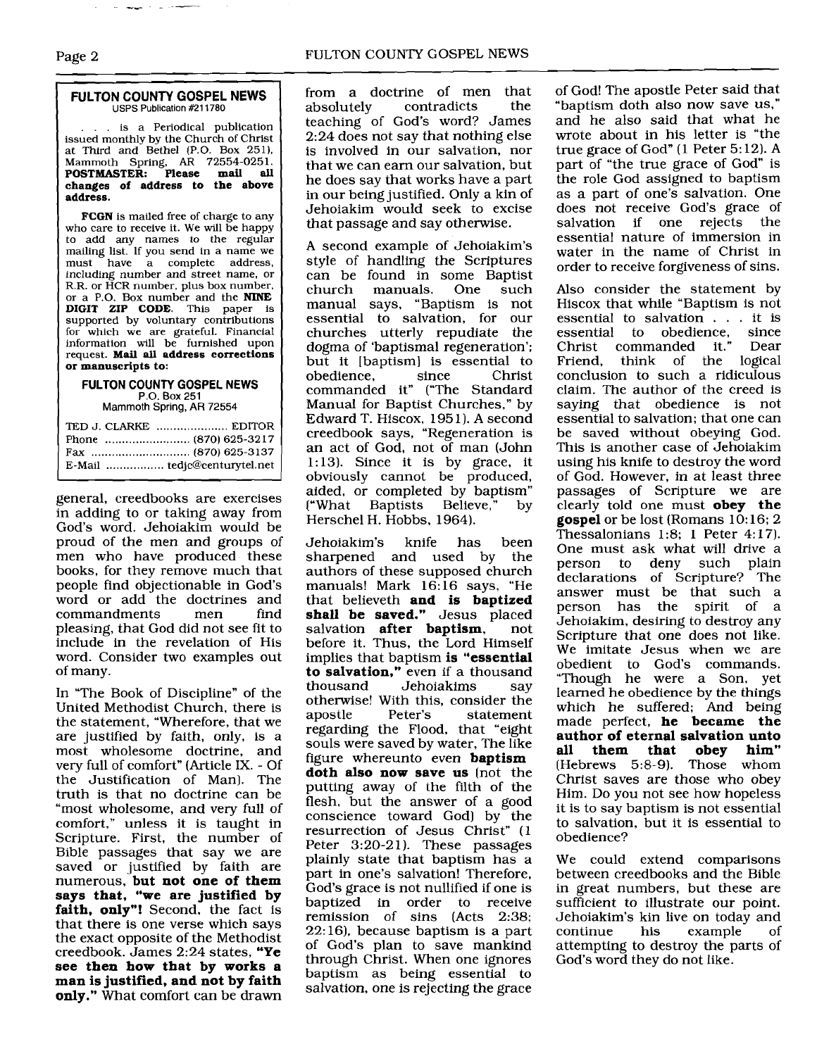**FULTON COUNTY GOSPEL NEWS**
USPS Publication #211780

. . . is a Periodical publication issued monthly by the Church of Christ at Third and Bethel (P.O. Box 251), Mammoth Spring, AR 72554-0251. **POSTMASTER: Please mail all changes of address to the above address.**

**FCGN** is mailed free of charge to any who care to receive it. We will be happy to add any names to the regular mailing list. If you send in a name we must have a complete address, including number and street name, or R.R. or HCR number, plus box number, or a P.O. Box number and the **NINE DIGIT ZIP CODE**. This paper is supported by voluntary contributions for which we are grateful. Financial information will be furnished upon request. **Mail all address corrections or manuscripts to:**

**FULTON COUNTY GOSPEL NEWS**
P.O. Box 251
Mammoth Spring, AR 72554

TED J. CLARKE .................... EDITOR
Phone ......................... (870) 625-3217
Fax ............................ (870) 625-3137
E-Mail ................. tedjc@centurytel.net

general, creedbooks are exercises in adding to or taking away from God's word. Jehoiakim would be proud of the men and groups of men who have produced these books, for they remove much that people find objectionable in God's word or add the doctrines and commandments men find pleasing, that God did not see fit to include in the revelation of His word. Consider two examples out of many.

In "The Book of Discipline" of the United Methodist Church, there is the statement, "Wherefore, that we are justified by faith, only, is a most wholesome doctrine, and very full of comfort" (Article IX. - Of the Justification of Man). The truth is that no doctrine can be "most wholesome, and very full of comfort," unless it is taught in Scripture. First, the number of Bible passages that say we are saved or justified by faith are numerous, **but not one of them says that, "we are justified by faith, only"!** Second, the fact is that there is one verse which says the exact opposite of the Methodist creedbook. James 2:24 states, **"Ye see then how that by works a man is justified, and not by faith only."** What comfort can be drawn from a doctrine of men that absolutely contradicts the teaching of God's word? James 2:24 does not say that nothing else is involved in our salvation, nor that we can earn our salvation, but he does say that works have a part in our being justified. Only a kin of Jehoiakim would seek to excise that passage and say otherwise.

A second example of Jehoiakim's style of handling the Scriptures can be found in some Baptist church manuals. One such manual says, "Baptism is not essential to salvation, for our churches utterly repudiate the dogma of 'baptismal regeneration'; but it [baptism] is essential to obedience, since Christ commanded it" ("The Standard Manual for Baptist Churches," by Edward T. Hiscox, 1951). A second creedbook says, "Regeneration is an act of God, not of man (John 1:13). Since it is by grace, it obviously cannot be produced, aided, or completed by baptism" ("What Baptists Believe," by Herschel H. Hobbs, 1964).

Jehoiakim's knife has been sharpened and used by the authors of these supposed church manuals! Mark 16:16 says, "He that believeth **and is baptized shall be saved."** Jesus placed salvation **after baptism**, not before it. Thus, the Lord Himself implies that baptism **is "essential to salvation,"** even if a thousand Jehoiakims say otherwise! With this, consider the apostle Peter's statement regarding the Flood, that "eight souls were saved by water, The like figure whereunto even **baptism doth also now save us** (not the putting away of the filth of the flesh, but the answer of a good conscience toward God) by the resurrection of Jesus Christ" (1 Peter 3:20-21). These passages plainly state that baptism has a part in one's salvation! Therefore, God's grace is not nullified if one is baptized in order to receive remission of sins (Acts 2:38; 22:16), because baptism is a part of God's plan to save mankind through Christ. When one ignores baptism as being essential to salvation, one is rejecting the grace of God! The apostle Peter said that "baptism doth also now save us," and he also said that what he wrote about in his letter is "the true grace of God" (1 Peter 5:12). A part of "the true grace of God" is the role God assigned to baptism as a part of one's salvation. One does not receive God's grace of salvation if one rejects the essential nature of immersion in water in the name of Christ in order to receive forgiveness of sins.

Also consider the statement by Hiscox that while "Baptism is not essential to salvation . . . it is essential to obedience, since Christ commanded it." Dear Friend, think of the logical conclusion to such a ridiculous claim. The author of the creed is saying that obedience is not essential to salvation; that one can be saved without obeying God. This is another case of Jehoiakim using his knife to destroy the word of God. However, in at least three passages of Scripture we are clearly told one must **obey the gospel** or be lost (Romans 10:16; 2 Thessalonians 1:8; 1 Peter 4:17). One must ask what will drive a person to deny such plain declarations of Scripture? The answer must be that such a person has the spirit of a Jehoiakim, desiring to destroy any Scripture that one does not like. We imitate Jesus when we are obedient to God's commands. "Though he were a Son, yet learned he obedience by the things which he suffered; And being made perfect, **he became the author of eternal salvation unto all them that obey him"** (Hebrews 5:8-9). Those whom Christ saves are those who obey Him. Do you not see how hopeless it is to say baptism is not essential to salvation, but it is essential to obedience?

We could extend comparisons between creedbooks and the Bible in great numbers, but these are sufficient to illustrate our point. Jehoiakim's kin live on today and continue his example of attempting to destroy the parts of God's word they do not like.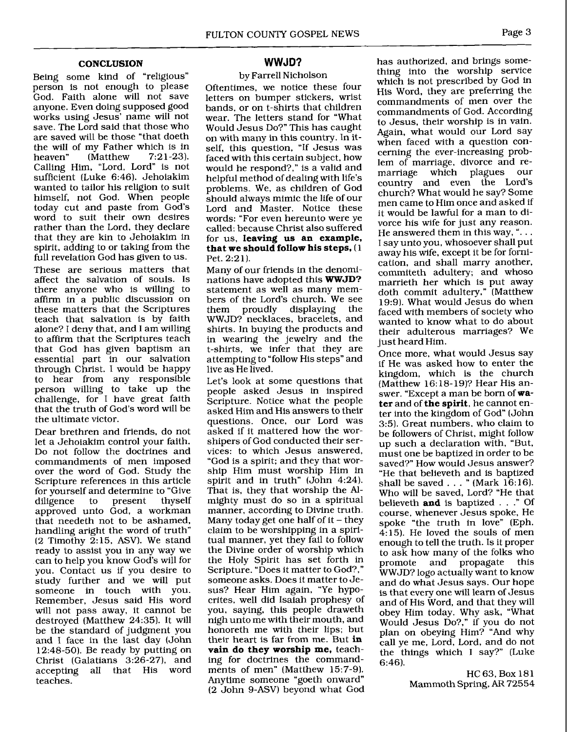### CONCLUSION

Being some kind of "religious" person is not enough to please God. Faith alone will not save anyone. Even doing supposed good works using Jesus' name will not save. The Lord said that those who are saved will be those "that doeth the will of my Father which is in heaven" (Matthew 7:21-23). Calling Him, "Lord, Lord" is not sufficient (Luke 6:46). Jehoiakim wanted to tailor his religion to suit himself, not God. When people today cut and paste from God's word to suit their own desires rather than the Lord, they declare that they are kin to Jehoiakim in spirit, adding to or taking from the full revelation God has given to us.

These are serious matters that affect the salvation of souls. Is there anyone who is willing to affirm in a public discussion on these matters that the Scriptures teach that salvation is by faith alone? I deny that, and I am willing to affirm that the Scriptures teach that God has given baptism an essential part in our salvation through Christ. I would be happy to hear from any responsible person willing to take up the challenge, for I have great faith that the truth of God's word will be the ultimate victor.

Dear brethren and friends, do not let a Jehoiakim control your faith. Do not follow the doctrines and commandments of men imposed over the word of God. Study the Scripture references in this article for yourself and determine to "Give diligence to present thyself approved unto God, a workman that needeth not to be ashamed, handling aright the word of truth" (2 Timothy 2:15, ASV). We stand ready to assist you in any way we can to help you know God's will for you. Contact us if you desire to study further and we will put someone in touch with you. Remember, Jesus said His word will not pass away, it cannot be destroyed (Matthew 24:35). It will be the standard of judgment you and I face in the last day (John 12:48-50). Be ready by putting on Christ (Galatians 3:26-27), and accepting all that His word teaches.

## WWJD?

by Farrell Nicholson

Oftentimes, we notice these four letters on bumper stickers, wrist bands, or on t-shirts that children wear. The letters stand for "What Would Jesus Do?" This has caught on with many in this country. In itself, this question, "If Jesus was faced with this certain subject, how would he respond?," is a valid and helpful method of dealing with life's problems. We, as children of God should always mimic the life of our Lord and Master. Notice these words: "For even hereunto were ye called: because Christ also suffered for us, **leaving us an example, that we should follow his steps,** (1 Pet. 2:21).

Many of our friends in the denominations have adopted this **WWJD?** statement as well as many members of the Lord's church. We see them proudly displaying the WWJD? necklaces, bracelets, and shirts. In buying the products and in wearing the jewelry and the t-shirts, we infer that they are attempting to "follow His steps" and live as He lived.

Let's look at some questions that people asked Jesus in inspired Scripture. Notice what the people asked Him and His answers to their questions. Once, our Lord was asked if it mattered how the worshipers of God conducted their services: to which Jesus answered, "God is a spirit; and they that worship Him must worship Him in spirit and in truth" (John 4:24). That is, they that worship the Almighty must do so in a spiritual manner, according to Divine truth. Many today get one half of it – they claim to be worshipping in a spiritual manner, yet they fail to follow the Divine order of worship which the Holy Spirit has set forth in Scripture. "Does it matter to God?," someone asks. Does it matter to Jesus? Hear Him again, "Ye hypocrites, well did Isaiah prophesy of you, saying, this people draweth nigh unto me with their mouth, and honoreth me with their lips; but their heart is far from me. But **in vain do they worship me,** teaching for doctrines the commandments of men" (Matthew 15:7-9). Anytime someone "goeth onward" (2 John 9-ASV) beyond what God has authorized, and brings something into the worship service which is not prescribed by God in His Word, they are preferring the commandments of men over the commandments of God. According to Jesus, their worship is in vain. Again, what would our Lord say when faced with a question concerning the ever-increasing problem of marriage, divorce and remarriage which plagues our country and even the Lord's church? What would he say? Some men came to Him once and asked if it would be lawful for a man to divorce his wife for just any reason. He answered them in this way, ". . . I say unto you, whosoever shall put away his wife, except it be for fornication, and shall marry another, commiteth adultery; and whoso marrieth her which is put away doth commit adultery," (Matthew 19:9). What would Jesus do when faced with members of society who wanted to know what to do about their adulterous marriages? We just heard Him.

Once more, what would Jesus say if He was asked how to enter the kingdom, which is the church (Matthew 16:18-19)? Hear His answer. "Except a man be born of **water** and of **the spirit**, he cannot enter into the kingdom of God" (John 3:5). Great numbers, who claim to be followers of Christ, might follow up such a declaration with, "But, must one be baptized in order to be saved?" How would Jesus answer? "He that believeth and is baptized shall be saved . . . " (Mark 16:16). Who will be saved, Lord? "He that believeth **and** is baptized . . ." Of course, whenever Jesus spoke, He spoke "the truth in love" (Eph. 4:15). He loved the souls of men enough to tell the truth. Is it proper to ask how many of the folks who promote and propagate this WWJD? logo actually want to know and do what Jesus says. Our hope is that every one will learn of Jesus and of His Word, and that they will obey Him today. Why ask, "What Would Jesus Do?," if you do not plan on obeying Him? "And why call ye me, Lord, Lord, and do not the things which I say?" (Luke 6:46).

HC 63, Box 181
Mammoth Spring, AR 72554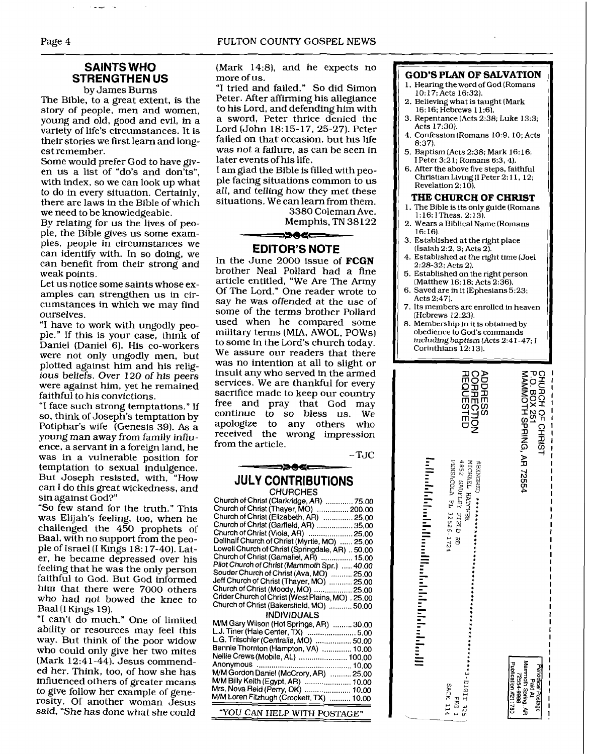## SAINTS WHO STRENGTHEN US

by James Burns

The Bible, to a great extent, is the story of people, men and women, young and old, good and evil, in a variety of life's circumstances. It is their stories we first learn and longest remember.

Some would prefer God to have given us a list of "do's and don'ts", with index, so we can look up what to do in every situation. Certainly, there are laws in the Bible of which we need to be knowledgeable.

By relating for us the lives of people, the Bible gives us some examples, people in circumstances we can identify with. In so doing, we can benefit from their strong and weak points.

Let us notice some saints whose examples can strengthen us in circumstances in which we may find ourselves.

"I have to work with ungodly people." If this is your case, think of Daniel (Daniel 6). His co-workers were not only ungodly men, but plotted against him and his religious beliefs. Over 120 of his peers were against him, yet he remained faithful to his convictions.

"I face such strong temptations." If so, think of Joseph's temptation by Potiphar's wife (Genesis 39). As a young man away from family influence, a servant in a foreign land, he was in a vulnerable position for temptation to sexual indulgence. But Joseph resisted, with, "How can I do this great wickedness, and sin against God?"

"So few stand for the truth." This was Elijah's feeling, too, when he challenged the 450 prophets of Baal, with no support from the people of Israel (I Kings 18:17-40). Later, he became depressed over his feeling that he was the only person faithful to God. But God informed him that there were 7000 others who had not bowed the knee to Baal (I Kings 19).

"I can't do much." One of limited ability or resources may feel this way. But think of the poor widow who could only give her two mites (Mark 12:41-44). Jesus commended her. Think, too, of how she has influenced others of greater means to give follow her example of generosity. Of another woman Jesus said, "She has done what she could (Mark 14:8), and he expects no more of us.

"I tried and failed." So did Simon Peter. After affirming his allegiance to his Lord, and defending him with a sword, Peter thrice denied the Lord (John 18:15-17, 25-27). Peter failed on that occasion, but his life was not a failure, as can be seen in later events of his life.

I am glad the Bible is filled with people facing situations common to us all, and telling how they met these situations. We can learn from them.

3380 Coleman Ave.
Memphis, TN 38122

## EDITOR'S NOTE

In the June 2000 issue of **FCGN** brother Neal Pollard had a fine article entitled, "We Are The Army Of The Lord." One reader wrote to say he was offended at the use of some of the terms brother Pollard used when he compared some military terms (MIA, AWOL, POWs) to some in the Lord's church today. We assure our readers that there was no intention at all to slight or insult any who served in the armed services. We are thankful for every sacrifice made to keep our country free and pray that God may continue to so bless us. We apologize to any others who received the wrong impression from the article.

–TJC

## JULY CONTRIBUTIONS

### CHURCHES

| | |
|---|---|
| Church of Christ (Clarkridge, AR) | 75.00 |
| Church of Christ (Thayer, MO) | 200.00 |
| Church of Christ (Elizabeth, AR) | 25.00 |
| Church of Christ (Garfield, AR) | 35.00 |
| Church of Christ (Viola, AR) | 25.00 |
| Dellhalf Church of Christ (Myrtle, MO) | 25.00 |
| Lowell Church of Christ (Springdale, AR) | 50.00 |
| Church of Christ (Gamaliel, AR) | 15.00 |
| Pilot Church of Christ (Mammoth Spr.) | 40.00 |
| Souder Church of Christ (Ava, MO) | 25.00 |
| Jeff Church of Christ (Thayer, MO) | 25.00 |
| Church of Christ (Moody, MO) | 25.00 |
| Crider Church of Christ (West Plains, MO) | 25.00 |
| Church of Christ (Bakersfield, MO) | 50.00 |

### INDIVIDUALS

| | |
|---|---|
| M/M Gary Wilson (Hot Springs, AR) | 30.00 |
| L.J. Tiner (Hale Center, TX) | 5.00 |
| L.G. Tritschler (Centralia, MO) | 50.00 |
| Bennie Thornton (Hampton, VA) | 10.00 |
| Nellie Crews (Mobile, AL) | 100.00 |
| Anonymous | 10.00 |
| M/M Gordon Daniel (McCrory, AR) | 25.00 |
| M/M Billy Keith (Egypt, AR) | 10.00 |
| Mrs. Nova Reid (Perry, OK) | 10.00 |
| M/M Loren Fitzhugh (Crockett, TX) | 10.00 |

"YOU CAN HELP WITH POSTAGE"

## GOD'S PLAN OF SALVATION

1. Hearing the word of God (Romans 10:17; Acts 16:32).
2. Believing what is taught (Mark 16:16; Hebrews 11:6).
3. Repentance (Acts 2:38; Luke 13:3; Acts 17:30).
4. Confession (Romans 10:9, 10; Acts 8:37).
5. Baptism (Acts 2:38; Mark 16:16; I Peter 3:21; Romans 6:3, 4).
6. After the above five steps, faithful Christian Living (I Peter 2:11, 12; Revelation 2:10).

## THE CHURCH OF CHRIST

1. The Bible is its only guide (Romans 1:16; I Thess. 2:13).
2. Wears a Biblical Name (Romans 16:16).
3. Established at the right place (Isaiah 2:2, 3; Acts 2).
4. Established at the right time (Joel 2:28-32; Acts 2).
5. Established on the right person (Matthew 16:18; Acts 2:36).
6. Saved are in it (Ephesians 5:23; Acts 2:47).
7. Its members are enrolled in heaven (Hebrews 12:23).
8. Membership in it is obtained by obedience to God's commands including baptism (Acts 2:41-47; I Corinthians 12:13).

CHURCH OF CHRIST
P.O. BOX 251
MAMMOTH SPRING, AR 72554

ADDRESS CORRECTION REQUESTED

Periodical Postage Paid At Mammoth Spring, AR 72554-9998 Publication #211780

#BXNCHZD ******************3-DIGIT 325
MICHAEL HATCHER
4852 SAUFLEY FIELD RD
PENSACOLA FL 32526-1724
PKG 1
SACK 114